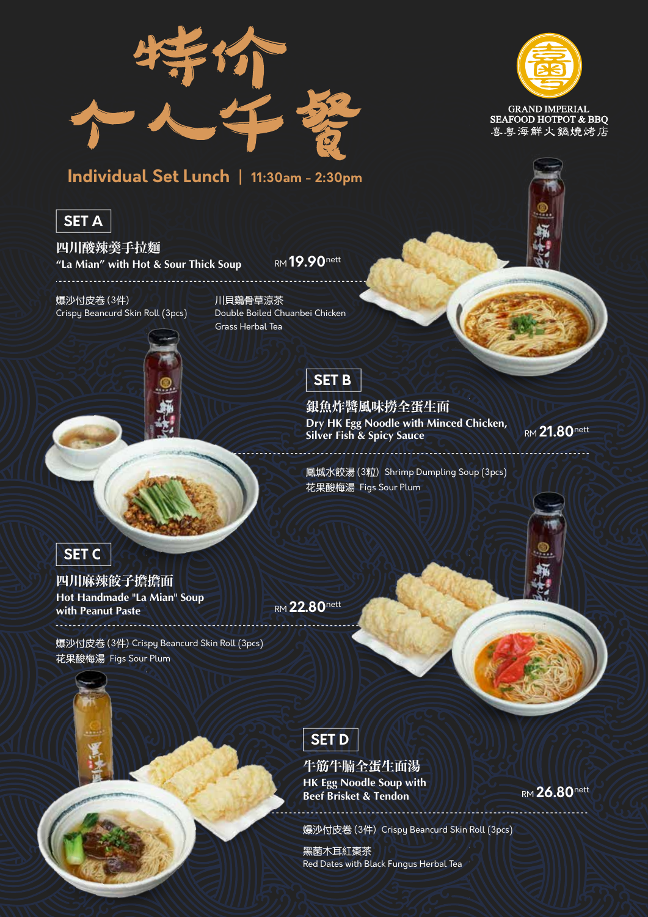# 特价个人午餐

GRAND IMPERIAL SEAFOOD HOTPOT & BBQ
喜粵海鮮火鍋燒烤店

## Individual Set Lunch | 11:30am - 2:30pm

### SET A

**四川酸辣羹手拉麵**
**"La Mian" with Hot & Sour Thick Soup** — RM 19.90 nett

- 爆沙付皮卷 (3件) Crispy Beancurd Skin Roll (3pcs)
- 川貝雞骨草涼茶 Double Boiled Chuanbei Chicken Grass Herbal Tea

### SET B

**銀魚炸醬風味撈全蛋生面**
**Dry HK Egg Noodle with Minced Chicken, Silver Fish & Spicy Sauce** — RM 21.80 nett

- 鳳城水餃湯 (3粒) Shrimp Dumpling Soup (3pcs)
- 花果酸梅湯 Figs Sour Plum

### SET C

**四川麻辣餃子擔擔面**
**Hot Handmade "La Mian" Soup with Peanut Paste** — RM 22.80 nett

- 爆沙付皮卷 (3件) Crispy Beancurd Skin Roll (3pcs)
- 花果酸梅湯 Figs Sour Plum

### SET D

**牛筋牛腩全蛋生面湯**
**HK Egg Noodle Soup with Beef Brisket & Tendon** — RM 26.80 nett

- 爆沙付皮卷 (3件) Crispy Beancurd Skin Roll (3pcs)
- 黑菌木耳紅棗茶 Red Dates with Black Fungus Herbal Tea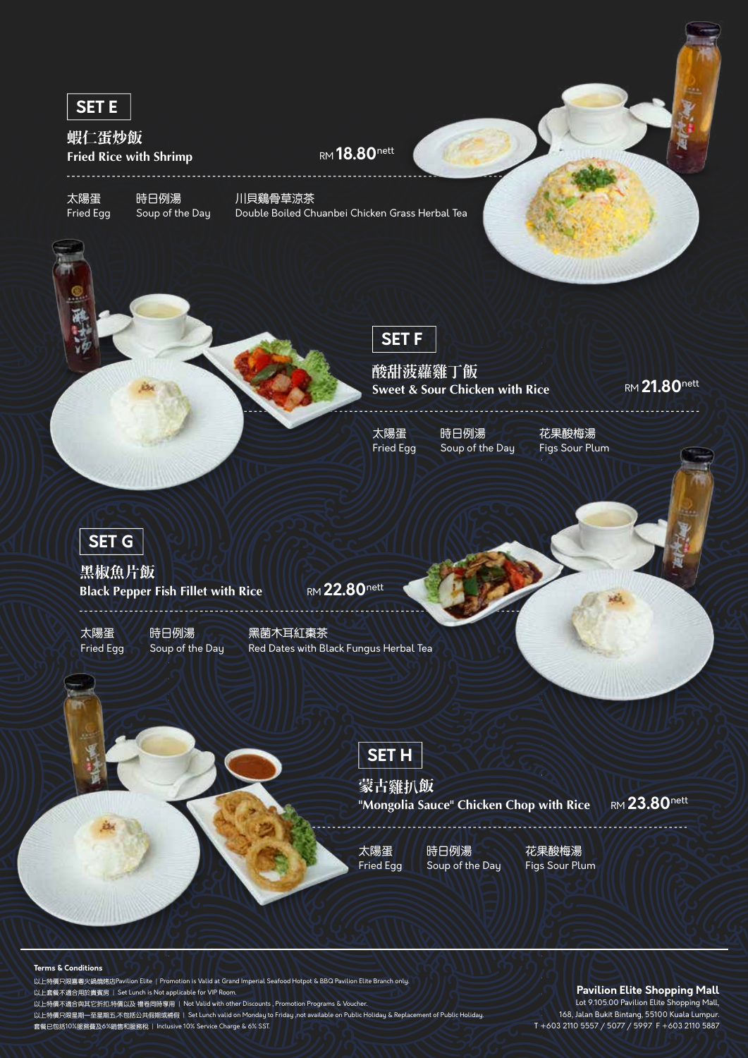## SET E

### 蝦仁蛋炒飯
**Fried Rice with Shrimp**

RM 18.80nett

- 太陽蛋 Fried Egg
- 時日例湯 Soup of the Day
- 川貝雞骨草涼茶 Double Boiled Chuanbei Chicken Grass Herbal Tea

## SET F

### 酸甜菠蘿雞丁飯
**Sweet & Sour Chicken with Rice**

RM 21.80nett

- 太陽蛋 Fried Egg
- 時日例湯 Soup of the Day
- 花果酸梅湯 Figs Sour Plum

## SET G

### 黑椒魚片飯
**Black Pepper Fish Fillet with Rice**

RM 22.80nett

- 太陽蛋 Fried Egg
- 時日例湯 Soup of the Day
- 黑菌木耳紅棗茶 Red Dates with Black Fungus Herbal Tea

## SET H

### 蒙古雞扒飯
**"Mongolia Sauce" Chicken Chop with Rice**

RM 23.80nett

- 太陽蛋 Fried Egg
- 時日例湯 Soup of the Day
- 花果酸梅湯 Figs Sour Plum

---

**Terms & Conditions**

以上特價只限喜粵火鍋燒烤店Pavilion Elite | Promotion is Valid at Grand Imperial Seafood Hotpot & BBQ Pavilion Elite Branch only.
以上套餐不適合用於貴賓房 | Set Lunch is Not applicable for VIP Room.
以上特價不適合與其它折扣,特價以及 禮卷同時專用 | Not Valid with other Discounts , Promotion Programs & Voucher.
以上特價只限星期一至星期五,不包括公共假期或補假 | Set Lunch valid on Monday to Friday ,not available on Public Holiday & Replacement of Public Holiday.
套餐已包括10%服務費及6%銷售和服務稅 | Inclusive 10% Service Charge & 6% SST.

**Pavilion Elite Shopping Mall**
Lot 9.105.00 Pavilion Elite Shopping Mall,
168, Jalan Bukit Bintang, 55100 Kuala Lumpur.
T +603 2110 5557 / 5077 / 5997 F +603 2110 5887